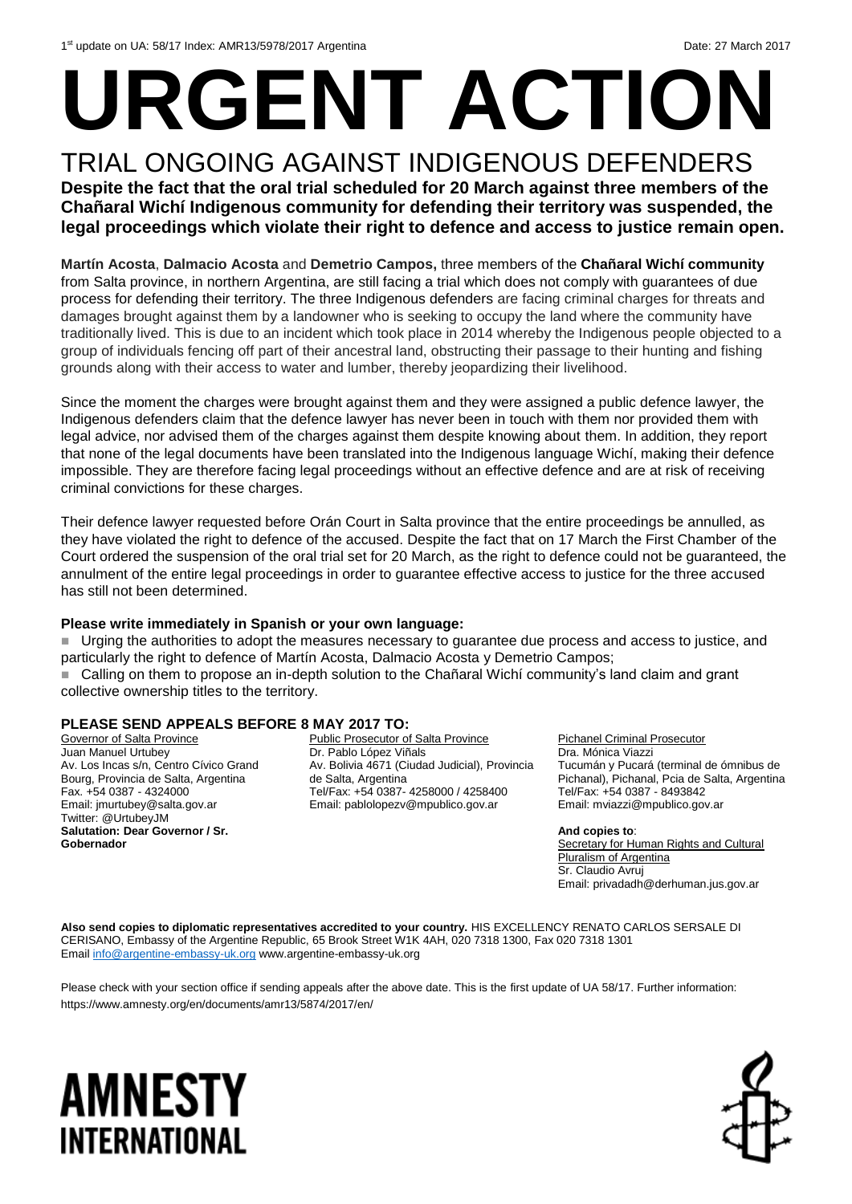1st update on UA: 58/17 Index: AMR13/5978/2017 Argentina Date: 27 March 2017

# URGENT ACTION

## TRIAL ONGOING AGAINST INDIGENOUS DEFENDERS

**Despite the fact that the oral trial scheduled for 20 March against three members of the Chañaral Wichí Indigenous community for defending their territory was suspended, the legal proceedings which violate their right to defence and access to justice remain open.**

**Martín Acosta**, **Dalmacio Acosta** and **Demetrio Campos,** three members of the **Chañaral Wichí community** from Salta province, in northern Argentina, are still facing a trial which does not comply with guarantees of due process for defending their territory. The three Indigenous defenders are facing criminal charges for threats and damages brought against them by a landowner who is seeking to occupy the land where the community have traditionally lived. This is due to an incident which took place in 2014 whereby the Indigenous people objected to a group of individuals fencing off part of their ancestral land, obstructing their passage to their hunting and fishing grounds along with their access to water and lumber, thereby jeopardizing their livelihood.

Since the moment the charges were brought against them and they were assigned a public defence lawyer, the Indigenous defenders claim that the defence lawyer has never been in touch with them nor provided them with legal advice, nor advised them of the charges against them despite knowing about them. In addition, they report that none of the legal documents have been translated into the Indigenous language Wichí, making their defence impossible. They are therefore facing legal proceedings without an effective defence and are at risk of receiving criminal convictions for these charges.

Their defence lawyer requested before Orán Court in Salta province that the entire proceedings be annulled, as they have violated the right to defence of the accused. Despite the fact that on 17 March the First Chamber of the Court ordered the suspension of the oral trial set for 20 March, as the right to defence could not be guaranteed, the annulment of the entire legal proceedings in order to guarantee effective access to justice for the three accused has still not been determined.

**Please write immediately in Spanish or your own language:**

- Urging the authorities to adopt the measures necessary to guarantee due process and access to justice, and particularly the right to defence of Martín Acosta, Dalmacio Acosta y Demetrio Campos;
- Calling on them to propose an in-depth solution to the Chañaral Wichí community's land claim and grant collective ownership titles to the territory.

**PLEASE SEND APPEALS BEFORE 8 MAY 2017 TO:**

Governor of Salta Province
Juan Manuel Urtubey
Av. Los Incas s/n, Centro Cívico Grand Bourg, Provincia de Salta, Argentina
Fax. +54 0387 - 4324000
Email: jmurtubey@salta.gov.ar
Twitter: @UrtubeyJM
**Salutation: Dear Governor / Sr. Gobernador**

Public Prosecutor of Salta Province
Dr. Pablo López Viñals
Av. Bolivia 4671 (Ciudad Judicial), Provincia de Salta, Argentina
Tel/Fax: +54 0387- 4258000 / 4258400
Email: pablolopezv@mpublico.gov.ar

Pichanel Criminal Prosecutor
Dra. Mónica Viazzi
Tucumán y Pucará (terminal de ómnibus de Pichanal), Pichanal, Pcia de Salta, Argentina
Tel/Fax: +54 0387 - 8493842
Email: mviazzi@mpublico.gov.ar

**And copies to**:
Secretary for Human Rights and Cultural Pluralism of Argentina
Sr. Claudio Avruj
Email: privadadh@derhuman.jus.gov.ar

**Also send copies to diplomatic representatives accredited to your country.** HIS EXCELLENCY RENATO CARLOS SERSALE DI CERISANO, Embassy of the Argentine Republic, 65 Brook Street W1K 4AH, 020 7318 1300, Fax 020 7318 1301
Email info@argentine-embassy-uk.org www.argentine-embassy-uk.org

Please check with your section office if sending appeals after the above date. This is the first update of UA 58/17. Further information: https://www.amnesty.org/en/documents/amr13/5874/2017/en/

AMNESTY INTERNATIONAL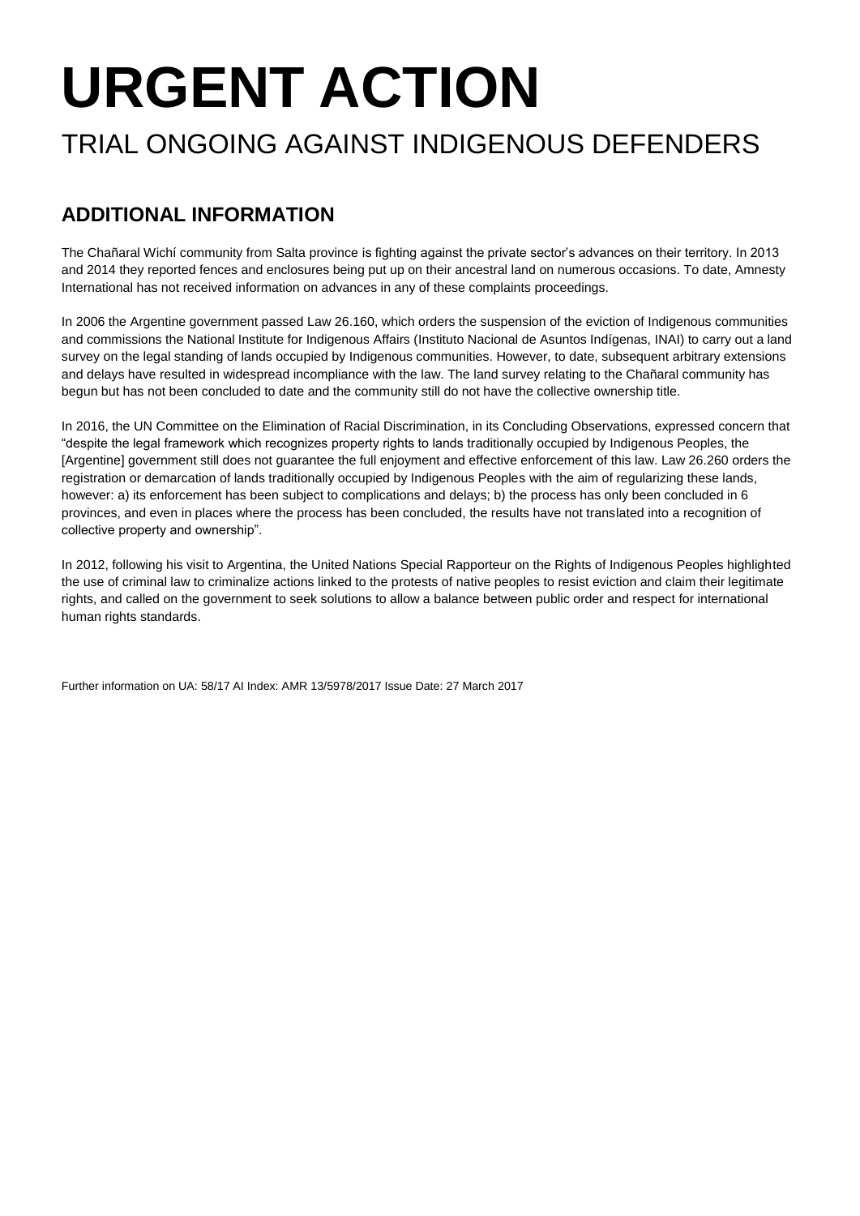# URGENT ACTION

TRIAL ONGOING AGAINST INDIGENOUS DEFENDERS

## ADDITIONAL INFORMATION

The Chañaral Wichí community from Salta province is fighting against the private sector's advances on their territory. In 2013 and 2014 they reported fences and enclosures being put up on their ancestral land on numerous occasions. To date, Amnesty International has not received information on advances in any of these complaints proceedings.

In 2006 the Argentine government passed Law 26.160, which orders the suspension of the eviction of Indigenous communities and commissions the National Institute for Indigenous Affairs (Instituto Nacional de Asuntos Indígenas, INAI) to carry out a land survey on the legal standing of lands occupied by Indigenous communities. However, to date, subsequent arbitrary extensions and delays have resulted in widespread incompliance with the law. The land survey relating to the Chañaral community has begun but has not been concluded to date and the community still do not have the collective ownership title.

In 2016, the UN Committee on the Elimination of Racial Discrimination, in its Concluding Observations, expressed concern that "despite the legal framework which recognizes property rights to lands traditionally occupied by Indigenous Peoples, the [Argentine] government still does not guarantee the full enjoyment and effective enforcement of this law. Law 26.260 orders the registration or demarcation of lands traditionally occupied by Indigenous Peoples with the aim of regularizing these lands, however: a) its enforcement has been subject to complications and delays; b) the process has only been concluded in 6 provinces, and even in places where the process has been concluded, the results have not translated into a recognition of collective property and ownership".

In 2012, following his visit to Argentina, the United Nations Special Rapporteur on the Rights of Indigenous Peoples highlighted the use of criminal law to criminalize actions linked to the protests of native peoples to resist eviction and claim their legitimate rights, and called on the government to seek solutions to allow a balance between public order and respect for international human rights standards.

Further information on UA: 58/17 AI Index: AMR 13/5978/2017 Issue Date: 27 March 2017